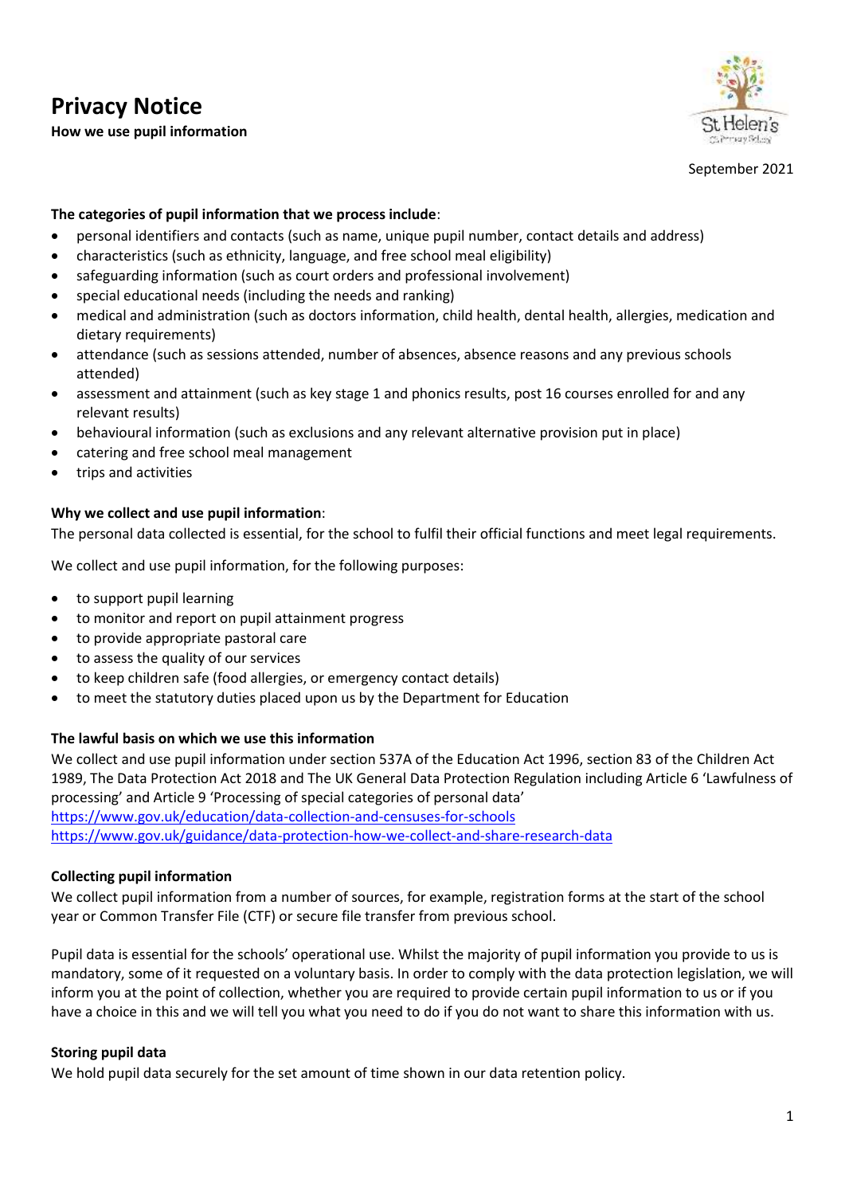# Privacy Notice

**How we use pupil information**

September 2021

**The categories of pupil information that we process include**:

- personal identifiers and contacts (such as name, unique pupil number, contact details and address)
- characteristics (such as ethnicity, language, and free school meal eligibility)
- safeguarding information (such as court orders and professional involvement)
- special educational needs (including the needs and ranking)
- medical and administration (such as doctors information, child health, dental health, allergies, medication and dietary requirements)
- attendance (such as sessions attended, number of absences, absence reasons and any previous schools attended)
- assessment and attainment (such as key stage 1 and phonics results, post 16 courses enrolled for and any relevant results)
- behavioural information (such as exclusions and any relevant alternative provision put in place)
- catering and free school meal management
- trips and activities

**Why we collect and use pupil information**:

The personal data collected is essential, for the school to fulfil their official functions and meet legal requirements.

We collect and use pupil information, for the following purposes:

- to support pupil learning
- to monitor and report on pupil attainment progress
- to provide appropriate pastoral care
- to assess the quality of our services
- to keep children safe (food allergies, or emergency contact details)
- to meet the statutory duties placed upon us by the Department for Education

**The lawful basis on which we use this information**

We collect and use pupil information under section 537A of the Education Act 1996, section 83 of the Children Act 1989, The Data Protection Act 2018 and The UK General Data Protection Regulation including Article 6 'Lawfulness of processing' and Article 9 'Processing of special categories of personal data'
https://www.gov.uk/education/data-collection-and-censuses-for-schools
https://www.gov.uk/guidance/data-protection-how-we-collect-and-share-research-data

**Collecting pupil information**

We collect pupil information from a number of sources, for example, registration forms at the start of the school year or Common Transfer File (CTF) or secure file transfer from previous school.

Pupil data is essential for the schools' operational use. Whilst the majority of pupil information you provide to us is mandatory, some of it requested on a voluntary basis. In order to comply with the data protection legislation, we will inform you at the point of collection, whether you are required to provide certain pupil information to us or if you have a choice in this and we will tell you what you need to do if you do not want to share this information with us.

**Storing pupil data**

We hold pupil data securely for the set amount of time shown in our data retention policy.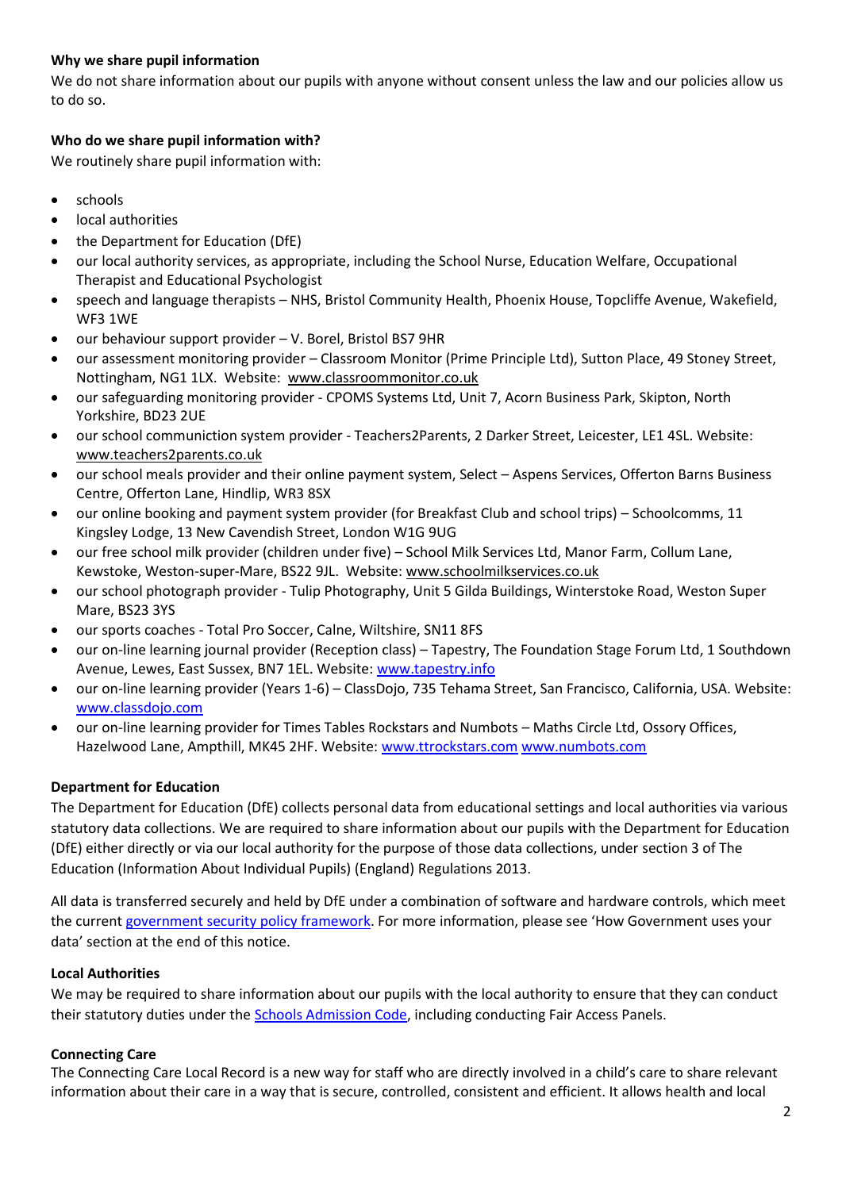**Why we share pupil information**

We do not share information about our pupils with anyone without consent unless the law and our policies allow us to do so.

**Who do we share pupil information with?**

We routinely share pupil information with:

- schools
- local authorities
- the Department for Education (DfE)
- our local authority services, as appropriate, including the School Nurse, Education Welfare, Occupational Therapist and Educational Psychologist
- speech and language therapists – NHS, Bristol Community Health, Phoenix House, Topcliffe Avenue, Wakefield, WF3 1WE
- our behaviour support provider – V. Borel, Bristol BS7 9HR
- our assessment monitoring provider – Classroom Monitor (Prime Principle Ltd), Sutton Place, 49 Stoney Street, Nottingham, NG1 1LX. Website: www.classroommonitor.co.uk
- our safeguarding monitoring provider - CPOMS Systems Ltd, Unit 7, Acorn Business Park, Skipton, North Yorkshire, BD23 2UE
- our school communiction system provider - Teachers2Parents, 2 Darker Street, Leicester, LE1 4SL. Website: www.teachers2parents.co.uk
- our school meals provider and their online payment system, Select – Aspens Services, Offerton Barns Business Centre, Offerton Lane, Hindlip, WR3 8SX
- our online booking and payment system provider (for Breakfast Club and school trips) – Schoolcomms, 11 Kingsley Lodge, 13 New Cavendish Street, London W1G 9UG
- our free school milk provider (children under five) – School Milk Services Ltd, Manor Farm, Collum Lane, Kewstoke, Weston-super-Mare, BS22 9JL. Website: www.schoolmilkservices.co.uk
- our school photograph provider - Tulip Photography, Unit 5 Gilda Buildings, Winterstoke Road, Weston Super Mare, BS23 3YS
- our sports coaches - Total Pro Soccer, Calne, Wiltshire, SN11 8FS
- our on-line learning journal provider (Reception class) – Tapestry, The Foundation Stage Forum Ltd, 1 Southdown Avenue, Lewes, East Sussex, BN7 1EL. Website: www.tapestry.info
- our on-line learning provider (Years 1-6) – ClassDojo, 735 Tehama Street, San Francisco, California, USA. Website: www.classdojo.com
- our on-line learning provider for Times Tables Rockstars and Numbots – Maths Circle Ltd, Ossory Offices, Hazelwood Lane, Ampthill, MK45 2HF. Website: www.ttrockstars.com www.numbots.com

**Department for Education**

The Department for Education (DfE) collects personal data from educational settings and local authorities via various statutory data collections. We are required to share information about our pupils with the Department for Education (DfE) either directly or via our local authority for the purpose of those data collections, under section 3 of The Education (Information About Individual Pupils) (England) Regulations 2013.

All data is transferred securely and held by DfE under a combination of software and hardware controls, which meet the current government security policy framework. For more information, please see 'How Government uses your data' section at the end of this notice.

**Local Authorities**

We may be required to share information about our pupils with the local authority to ensure that they can conduct their statutory duties under the Schools Admission Code, including conducting Fair Access Panels.

**Connecting Care**

The Connecting Care Local Record is a new way for staff who are directly involved in a child's care to share relevant information about their care in a way that is secure, controlled, consistent and efficient. It allows health and local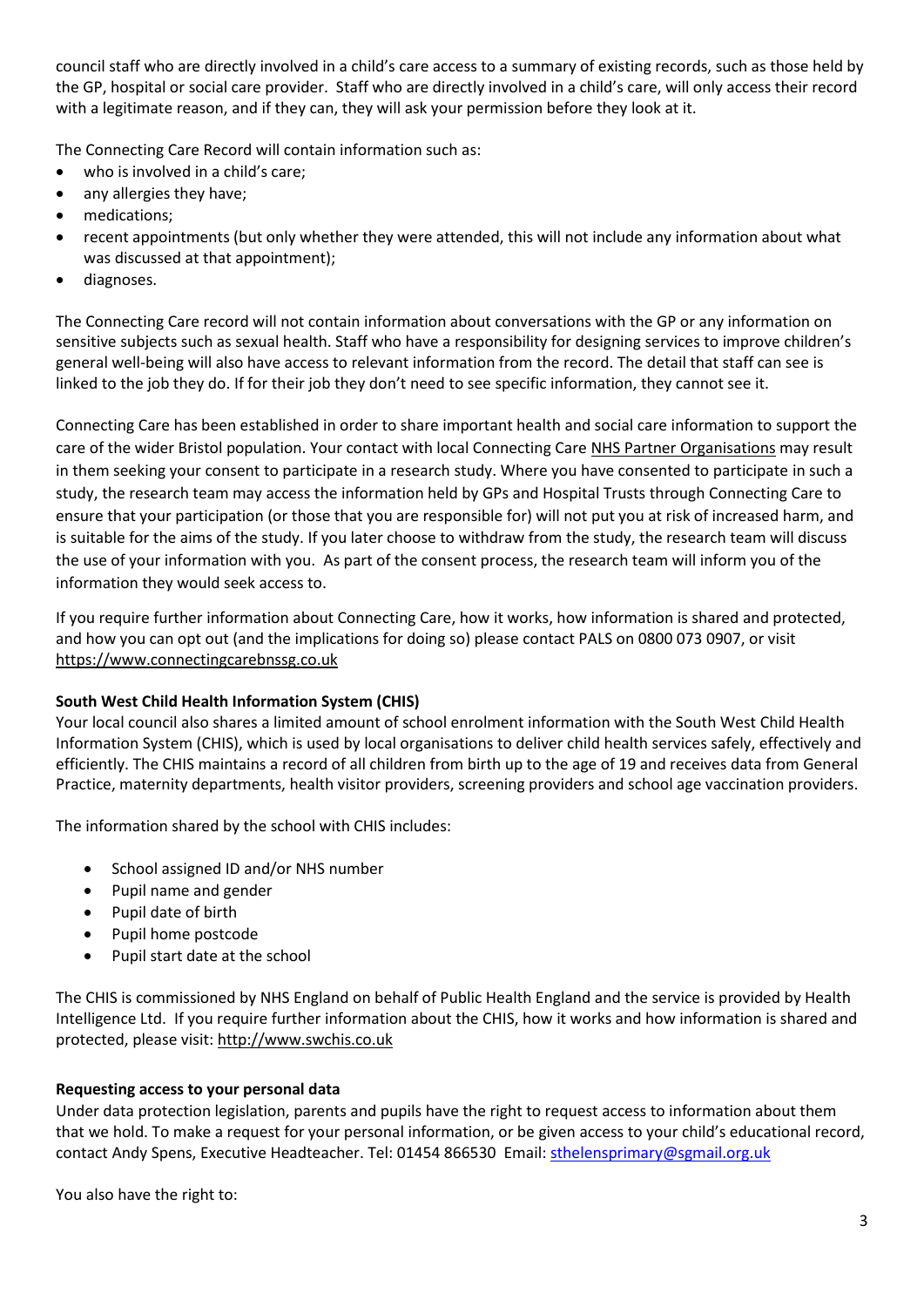council staff who are directly involved in a child's care access to a summary of existing records, such as those held by the GP, hospital or social care provider. Staff who are directly involved in a child's care, will only access their record with a legitimate reason, and if they can, they will ask your permission before they look at it.

The Connecting Care Record will contain information such as:

- who is involved in a child's care;
- any allergies they have;
- medications;
- recent appointments (but only whether they were attended, this will not include any information about what was discussed at that appointment);
- diagnoses.

The Connecting Care record will not contain information about conversations with the GP or any information on sensitive subjects such as sexual health. Staff who have a responsibility for designing services to improve children's general well-being will also have access to relevant information from the record. The detail that staff can see is linked to the job they do. If for their job they don't need to see specific information, they cannot see it.

Connecting Care has been established in order to share important health and social care information to support the care of the wider Bristol population. Your contact with local Connecting Care NHS Partner Organisations may result in them seeking your consent to participate in a research study. Where you have consented to participate in such a study, the research team may access the information held by GPs and Hospital Trusts through Connecting Care to ensure that your participation (or those that you are responsible for) will not put you at risk of increased harm, and is suitable for the aims of the study. If you later choose to withdraw from the study, the research team will discuss the use of your information with you. As part of the consent process, the research team will inform you of the information they would seek access to.

If you require further information about Connecting Care, how it works, how information is shared and protected, and how you can opt out (and the implications for doing so) please contact PALS on 0800 073 0907, or visit https://www.connectingcarebnssg.co.uk

**South West Child Health Information System (CHIS)**

Your local council also shares a limited amount of school enrolment information with the South West Child Health Information System (CHIS), which is used by local organisations to deliver child health services safely, effectively and efficiently. The CHIS maintains a record of all children from birth up to the age of 19 and receives data from General Practice, maternity departments, health visitor providers, screening providers and school age vaccination providers.

The information shared by the school with CHIS includes:

- School assigned ID and/or NHS number
- Pupil name and gender
- Pupil date of birth
- Pupil home postcode
- Pupil start date at the school

The CHIS is commissioned by NHS England on behalf of Public Health England and the service is provided by Health Intelligence Ltd. If you require further information about the CHIS, how it works and how information is shared and protected, please visit: http://www.swchis.co.uk

**Requesting access to your personal data**

Under data protection legislation, parents and pupils have the right to request access to information about them that we hold. To make a request for your personal information, or be given access to your child's educational record, contact Andy Spens, Executive Headteacher. Tel: 01454 866530 Email: sthelensprimary@sgmail.org.uk

You also have the right to: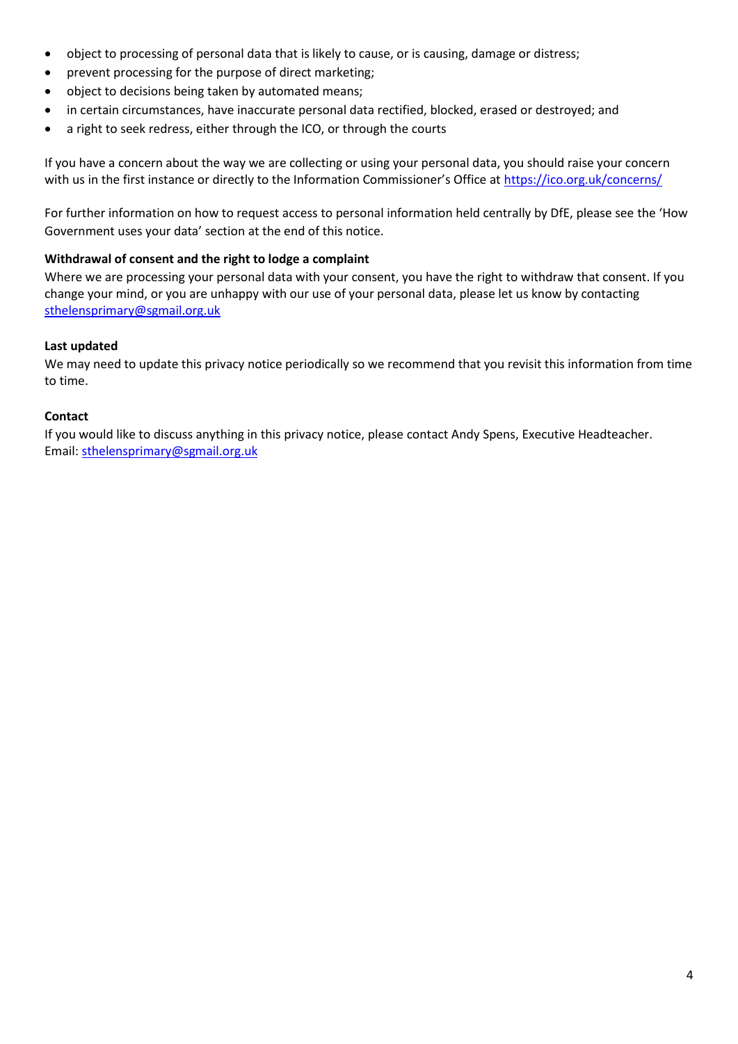- object to processing of personal data that is likely to cause, or is causing, damage or distress;
- prevent processing for the purpose of direct marketing;
- object to decisions being taken by automated means;
- in certain circumstances, have inaccurate personal data rectified, blocked, erased or destroyed; and
- a right to seek redress, either through the ICO, or through the courts

If you have a concern about the way we are collecting or using your personal data, you should raise your concern with us in the first instance or directly to the Information Commissioner's Office at https://ico.org.uk/concerns/

For further information on how to request access to personal information held centrally by DfE, please see the 'How Government uses your data' section at the end of this notice.

**Withdrawal of consent and the right to lodge a complaint**

Where we are processing your personal data with your consent, you have the right to withdraw that consent. If you change your mind, or you are unhappy with our use of your personal data, please let us know by contacting sthelensprimary@sgmail.org.uk

**Last updated**

We may need to update this privacy notice periodically so we recommend that you revisit this information from time to time.

**Contact**

If you would like to discuss anything in this privacy notice, please contact Andy Spens, Executive Headteacher.
Email: sthelensprimary@sgmail.org.uk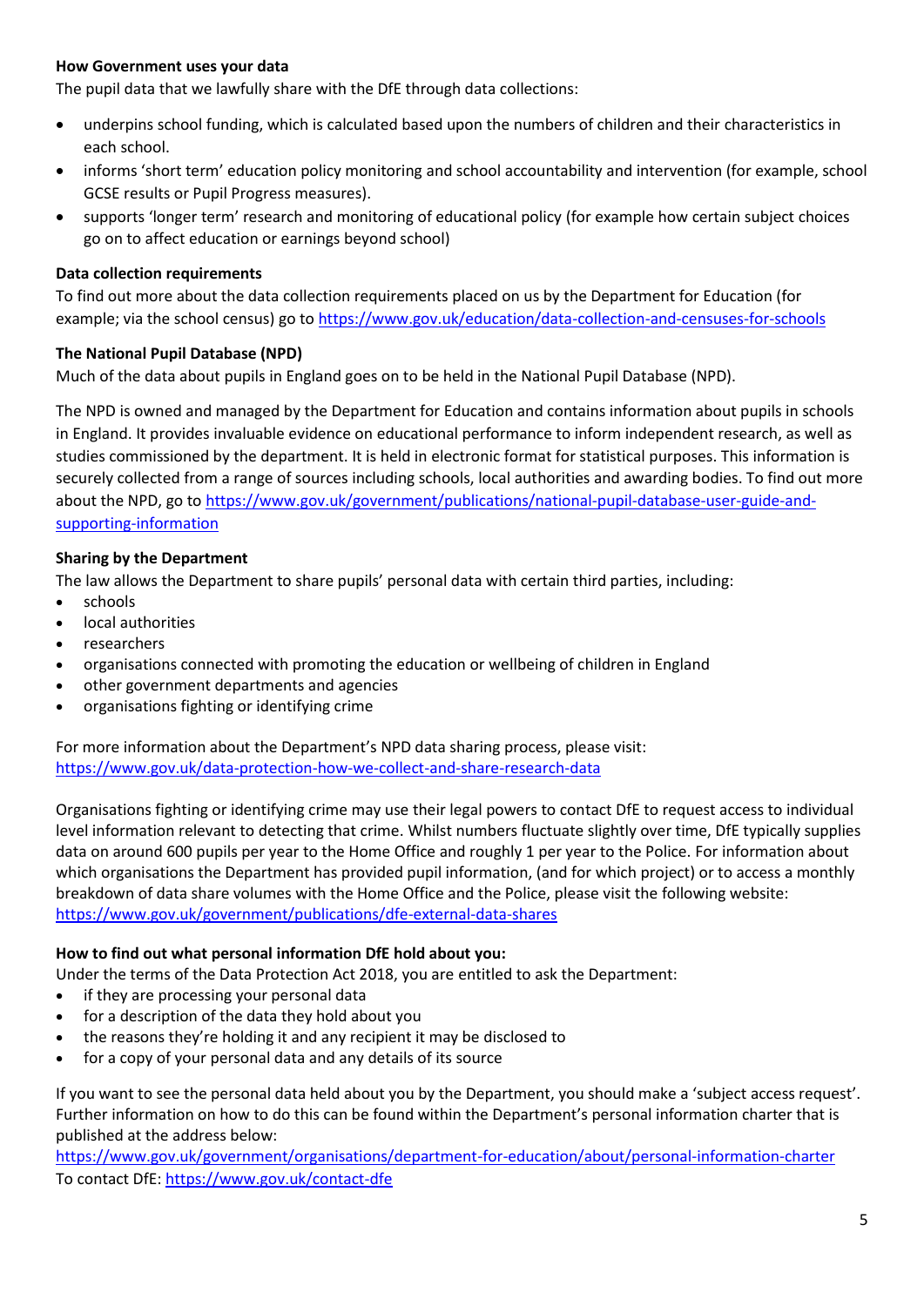**How Government uses your data**

The pupil data that we lawfully share with the DfE through data collections:

- underpins school funding, which is calculated based upon the numbers of children and their characteristics in each school.
- informs 'short term' education policy monitoring and school accountability and intervention (for example, school GCSE results or Pupil Progress measures).
- supports 'longer term' research and monitoring of educational policy (for example how certain subject choices go on to affect education or earnings beyond school)

**Data collection requirements**

To find out more about the data collection requirements placed on us by the Department for Education (for example; via the school census) go to https://www.gov.uk/education/data-collection-and-censuses-for-schools

**The National Pupil Database (NPD)**

Much of the data about pupils in England goes on to be held in the National Pupil Database (NPD).

The NPD is owned and managed by the Department for Education and contains information about pupils in schools in England. It provides invaluable evidence on educational performance to inform independent research, as well as studies commissioned by the department. It is held in electronic format for statistical purposes. This information is securely collected from a range of sources including schools, local authorities and awarding bodies. To find out more about the NPD, go to https://www.gov.uk/government/publications/national-pupil-database-user-guide-and-supporting-information

**Sharing by the Department**

The law allows the Department to share pupils' personal data with certain third parties, including:

- schools
- local authorities
- researchers
- organisations connected with promoting the education or wellbeing of children in England
- other government departments and agencies
- organisations fighting or identifying crime

For more information about the Department's NPD data sharing process, please visit:
https://www.gov.uk/data-protection-how-we-collect-and-share-research-data

Organisations fighting or identifying crime may use their legal powers to contact DfE to request access to individual level information relevant to detecting that crime. Whilst numbers fluctuate slightly over time, DfE typically supplies data on around 600 pupils per year to the Home Office and roughly 1 per year to the Police. For information about which organisations the Department has provided pupil information, (and for which project) or to access a monthly breakdown of data share volumes with the Home Office and the Police, please visit the following website: https://www.gov.uk/government/publications/dfe-external-data-shares

**How to find out what personal information DfE hold about you:**

Under the terms of the Data Protection Act 2018, you are entitled to ask the Department:

- if they are processing your personal data
- for a description of the data they hold about you
- the reasons they're holding it and any recipient it may be disclosed to
- for a copy of your personal data and any details of its source

If you want to see the personal data held about you by the Department, you should make a 'subject access request'. Further information on how to do this can be found within the Department's personal information charter that is published at the address below:
https://www.gov.uk/government/organisations/department-for-education/about/personal-information-charter
To contact DfE: https://www.gov.uk/contact-dfe